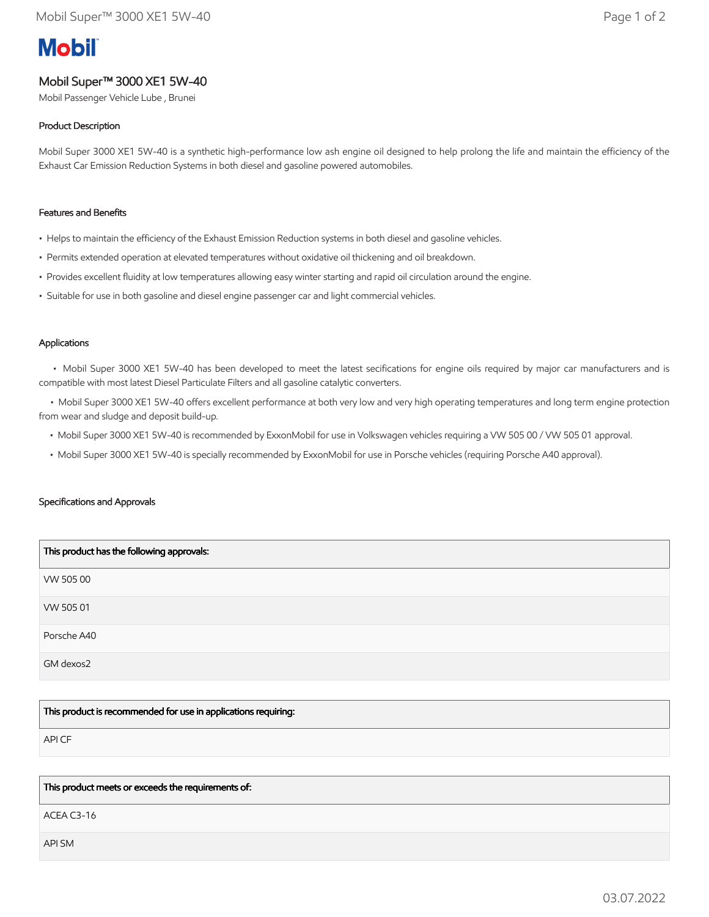# Mobil Super™ 3000 XE1 5W-40

Mobil Passenger Vehicle Lube , Brunei

## Product Description

Mobil Super 3000 XE1 5W-40 is a synthetic high-performance low ash engine oil designed to help prolong the life and maintain the efficiency of the Exhaust Car Emission Reduction Systems in both diesel and gasoline powered automobiles.

## Features and Benefits

- Helps to maintain the efficiency of the Exhaust Emission Reduction systems in both diesel and gasoline vehicles.
- Permits extended operation at elevated temperatures without oxidative oil thickening and oil breakdown.
- Provides excellent fluidity at low temperatures allowing easy winter starting and rapid oil circulation around the engine.
- Suitable for use in both gasoline and diesel engine passenger car and light commercial vehicles.

## Applications

- Mobil Super 3000 XE1 5W-40 has been developed to meet the latest secifications for engine oils required by major car manufacturers and is compatible with most latest Diesel Particulate Filters and all gasoline catalytic converters.
- Mobil Super 3000 XE1 5W-40 offers excellent performance at both very low and very high operating temperatures and long term engine protection from wear and sludge and deposit build-up.
- Mobil Super 3000 XE1 5W-40 is recommended by ExxonMobil for use in Volkswagen vehicles requiring a VW 505 00 / VW 505 01 approval.
- Mobil Super 3000 XE1 5W-40 is specially recommended by ExxonMobil for use in Porsche vehicles (requiring Porsche A40 approval).

## Specifications and Approvals

| This product has the following approvals: |
| --- |
| VW 505 00 |
| VW 505 01 |
| Porsche A40 |
| GM dexos2 |

| This product is recommended for use in applications requiring: |
| --- |
| API CF |

| This product meets or exceeds the requirements of: |
| --- |
| ACEA C3-16 |
| API SM |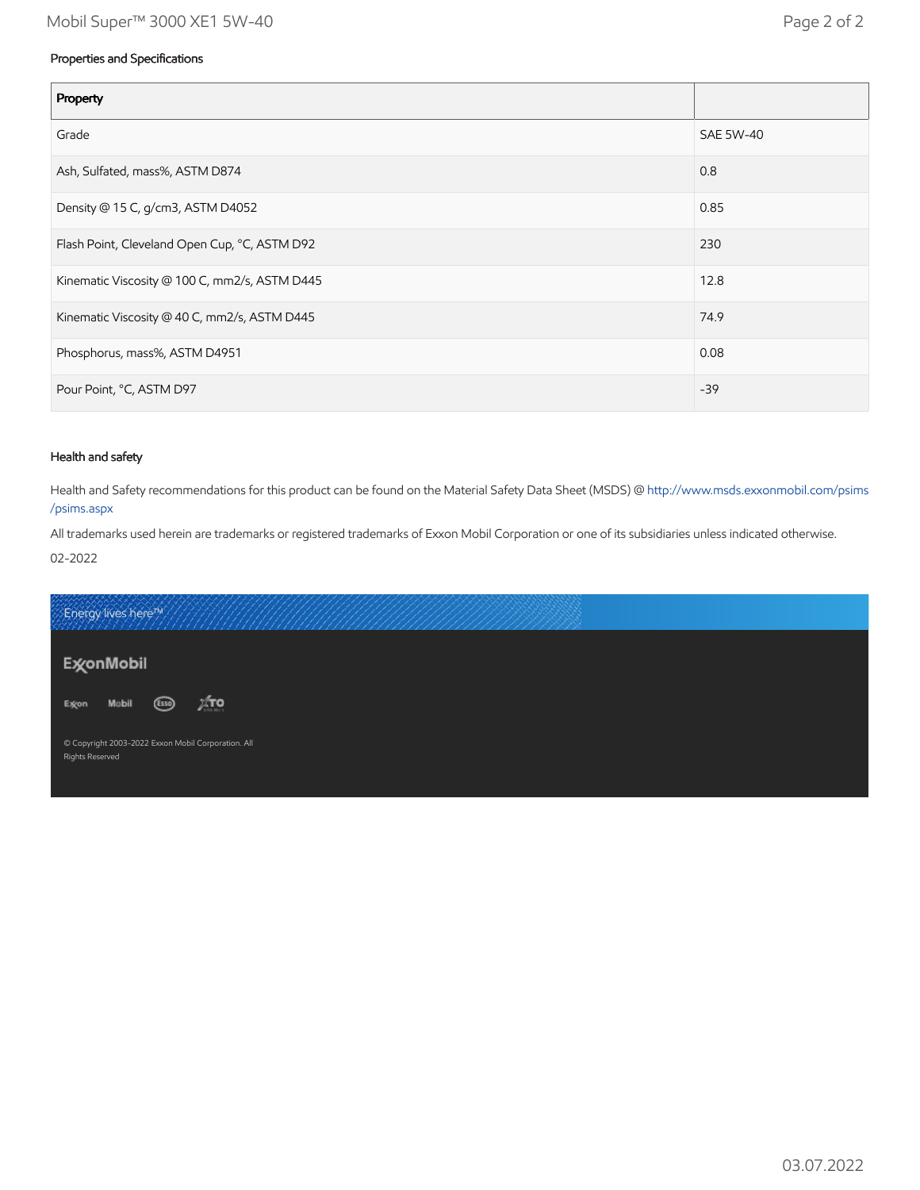### Properties and Specifications

| Property | |
|---|---|
| Grade | SAE 5W-40 |
| Ash, Sulfated, mass%, ASTM D874 | 0.8 |
| Density @ 15 C, g/cm3, ASTM D4052 | 0.85 |
| Flash Point, Cleveland Open Cup, °C, ASTM D92 | 230 |
| Kinematic Viscosity @ 100 C, mm2/s, ASTM D445 | 12.8 |
| Kinematic Viscosity @ 40 C, mm2/s, ASTM D445 | 74.9 |
| Phosphorus, mass%, ASTM D4951 | 0.08 |
| Pour Point, °C, ASTM D97 | -39 |

### Health and safety

Health and Safety recommendations for this product can be found on the Material Safety Data Sheet (MSDS) @ http://www.msds.exxonmobil.com/psims/psims.aspx

All trademarks used herein are trademarks or registered trademarks of Exxon Mobil Corporation or one of its subsidiaries unless indicated otherwise.

02-2022

Energy lives here™

ExxonMobil

Exxon Mobil Esso XTO

© Copyright 2003-2022 Exxon Mobil Corporation. All Rights Reserved